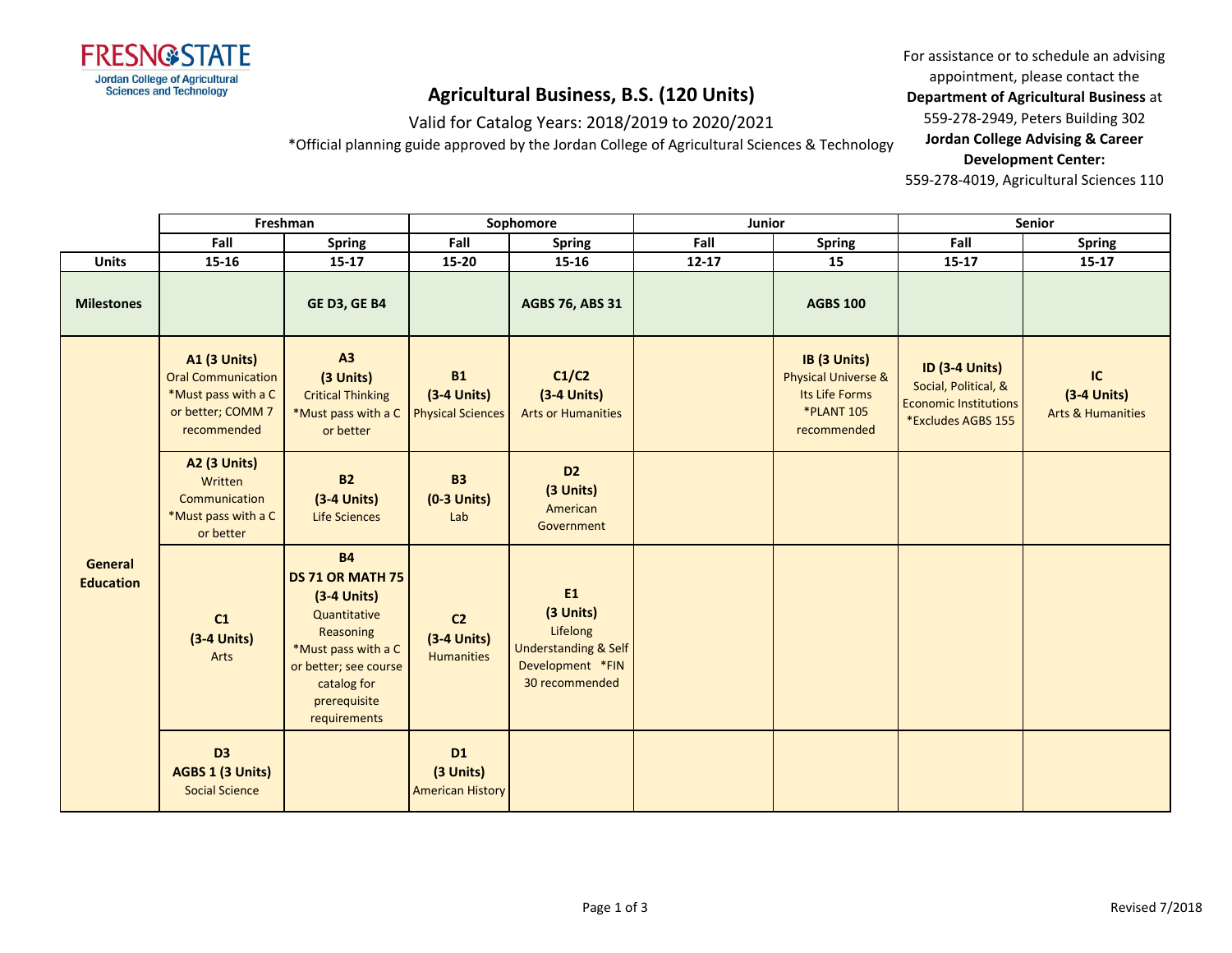FRESNO STATE
Jordan College of Agricultural Sciences and Technology

# Agricultural Business, B.S. (120 Units)

Valid for Catalog Years: 2018/2019 to 2020/2021

*Official planning guide approved by the Jordan College of Agricultural Sciences & Technology

For assistance or to schedule an advising appointment, please contact the **Department of Agricultural Business** at 559-278-2949, Peters Building 302
**Jordan College Advising & Career Development Center:** 559-278-4019, Agricultural Sciences 110

| | Freshman | | Sophomore | | Junior | | Senior | |
|---|---|---|---|---|---|---|---|---|
| | **Fall** | **Spring** | **Fall** | **Spring** | **Fall** | **Spring** | **Fall** | **Spring** |
| **Units** | **15-16** | **15-17** | **15-20** | **15-16** | **12-17** | **15** | **15-17** | **15-17** |
| **Milestones** | | **GE D3, GE B4** | | **AGBS 76, ABS 31** | | **AGBS 100** | | |
| **General Education** | **A1 (3 Units)** Oral Communication *Must pass with a C or better; COMM 7 recommended | **A3 (3 Units)** Critical Thinking *Must pass with a C or better | **B1 (3-4 Units)** Physical Sciences | **C1/C2 (3-4 Units)** Arts or Humanities | | **IB (3 Units)** Physical Universe & Its Life Forms *PLANT 105 recommended | **ID (3-4 Units)** Social, Political, & Economic Institutions *Excludes AGBS 155 | **IC (3-4 Units)** Arts & Humanities |
| | **A2 (3 Units)** Written Communication *Must pass with a C or better | **B2 (3-4 Units)** Life Sciences | **B3 (0-3 Units)** Lab | **D2 (3 Units)** American Government | | | | |
| | **C1 (3-4 Units)** Arts | **B4 DS 71 OR MATH 75 (3-4 Units)** Quantitative Reasoning *Must pass with a C or better; see course catalog for prerequisite requirements | **C2 (3-4 Units)** Humanities | **E1 (3 Units)** Lifelong Understanding & Self Development *FIN 30 recommended | | | | |
| | **D3 AGBS 1 (3 Units)** Social Science | | **D1 (3 Units)** American History | | | | | |

Revised 7/2018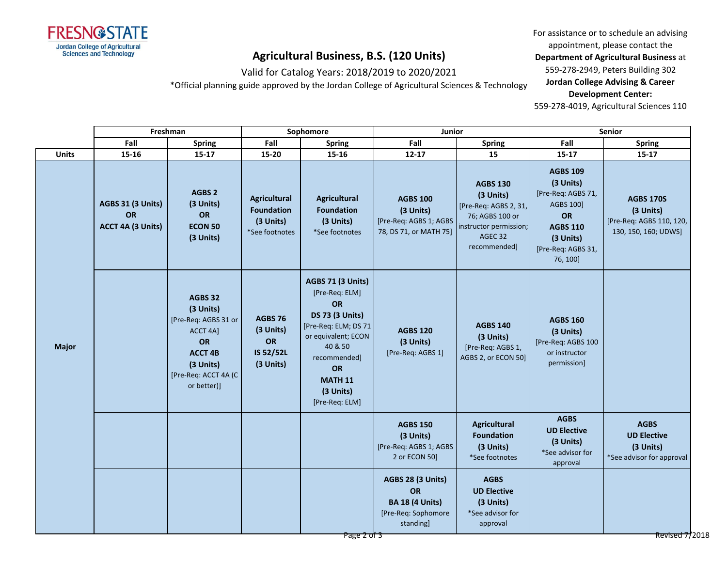# Agricultural Business, B.S. (120 Units)

Valid for Catalog Years: 2018/2019 to 2020/2021

*Official planning guide approved by the Jordan College of Agricultural Sciences & Technology

For assistance or to schedule an advising appointment, please contact the **Department of Agricultural Business** at 559-278-2949, Peters Building 302

**Jordan College Advising & Career Development Center:** 559-278-4019, Agricultural Sciences 110

| | Freshman | | Sophomore | | Junior | | Senior | |
|---|---|---|---|---|---|---|---|---|
| | Fall | Spring | Fall | Spring | Fall | Spring | Fall | Spring |
| **Units** | 15-16 | 15-17 | 15-20 | 15-16 | 12-17 | 15 | 15-17 | 15-17 |
| **Major** | **AGBS 31 (3 Units) OR ACCT 4A (3 Units)** | **AGBS 2 (3 Units) OR ECON 50 (3 Units)** | **Agricultural Foundation (3 Units)** *See footnotes | **Agricultural Foundation (3 Units)** *See footnotes | **AGBS 100 (3 Units)** [Pre-Req: AGBS 1; AGBS 78, DS 71, or MATH 75] | **AGBS 130 (3 Units)** [Pre-Req: AGBS 2, 31, 76; AGBS 100 or instructor permission; AGEC 32 recommended] | **AGBS 109 (3 Units)** [Pre-Req: AGBS 71, AGBS 100] **OR AGBS 110 (3 Units)** [Pre-Req: AGBS 31, 76, 100] | **AGBS 170S (3 Units)** [Pre-Req: AGBS 110, 120, 130, 150, 160; UDWS] |
| | | **AGBS 32 (3 Units)** [Pre-Req: AGBS 31 or ACCT 4A] **OR ACCT 4B (3 Units)** [Pre-Req: ACCT 4A (C or better)] | **AGBS 76 (3 Units) OR IS 52/52L (3 Units)** | **AGBS 71 (3 Units)** [Pre-Req: ELM] **OR DS 73 (3 Units)** [Pre-Req: ELM; DS 71 or equivalent; ECON 40 & 50 recommended] **OR MATH 11 (3 Units)** [Pre-Req: ELM] | **AGBS 120 (3 Units)** [Pre-Req: AGBS 1] | **AGBS 140 (3 Units)** [Pre-Req: AGBS 1, AGBS 2, or ECON 50] | **AGBS 160 (3 Units)** [Pre-Req: AGBS 100 or instructor permission] | |
| | | | | | **AGBS 150 (3 Units)** [Pre-Req: AGBS 1; AGBS 2 or ECON 50] | **Agricultural Foundation (3 Units)** *See footnotes | **AGBS UD Elective (3 Units)** *See advisor for approval | **AGBS UD Elective (3 Units)** *See advisor for approval |
| | | | | | **AGBS 28 (3 Units) OR BA 18 (4 Units)** [Pre-Req: Sophomore standing] | **AGBS UD Elective (3 Units)** *See advisor for approval | | |

Revised 7/2018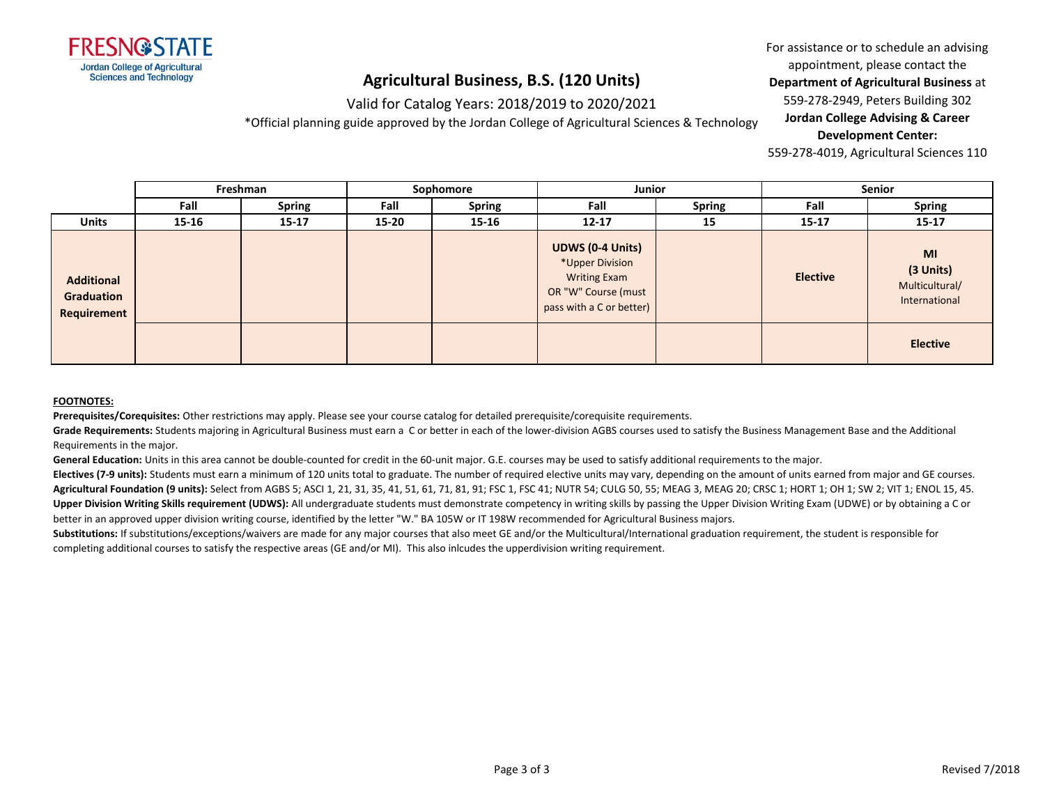# Agricultural Business, B.S. (120 Units)

Valid for Catalog Years: 2018/2019 to 2020/2021

*Official planning guide approved by the Jordan College of Agricultural Sciences & Technology

FRESNO STATE
Jordan College of Agricultural Sciences and Technology

For assistance or to schedule an advising appointment, please contact the **Department of Agricultural Business** at 559-278-2949, Peters Building 302
**Jordan College Advising & Career Development Center:**
559-278-4019, Agricultural Sciences 110

| | Freshman | | Sophomore | | Junior | | Senior | |
|---|---|---|---|---|---|---|---|---|
| | Fall | Spring | Fall | Spring | Fall | Spring | Fall | Spring |
| **Units** | 15-16 | 15-17 | 15-20 | 15-16 | 12-17 | 15 | 15-17 | 15-17 |
| **Additional Graduation Requirement** | | | | | **UDWS (0-4 Units)** *Upper Division Writing Exam OR "W" Course (must pass with a C or better) | | **Elective** | **MI (3 Units)** Multicultural/ International |
| | | | | | | | | **Elective** |

**FOOTNOTES:**

**Prerequisites/Corequisites:** Other restrictions may apply. Please see your course catalog for detailed prerequisite/corequisite requirements.

**Grade Requirements:** Students majoring in Agricultural Business must earn a C or better in each of the lower-division AGBS courses used to satisfy the Business Management Base and the Additional Requirements in the major.

**General Education:** Units in this area cannot be double-counted for credit in the 60-unit major. G.E. courses may be used to satisfy additional requirements to the major.

**Electives (7-9 units):** Students must earn a minimum of 120 units total to graduate. The number of required elective units may vary, depending on the amount of units earned from major and GE courses.

**Agricultural Foundation (9 units):** Select from AGBS 5; ASCI 1, 21, 31, 35, 41, 51, 61, 71, 81, 91; FSC 1, FSC 41; NUTR 54; CULG 50, 55; MEAG 3, MEAG 20; CRSC 1; HORT 1; OH 1; SW 2; VIT 1; ENOL 15, 45.

**Upper Division Writing Skills requirement (UDWS):** All undergraduate students must demonstrate competency in writing skills by passing the Upper Division Writing Exam (UDWE) or by obtaining a C or better in an approved upper division writing course, identified by the letter "W." BA 105W or IT 198W recommended for Agricultural Business majors.

**Substitutions:** If substitutions/exceptions/waivers are made for any major courses that also meet GE and/or the Multicultural/International graduation requirement, the student is responsible for completing additional courses to satisfy the respective areas (GE and/or MI). This also inlcudes the upperdivision writing requirement.

Revised 7/2018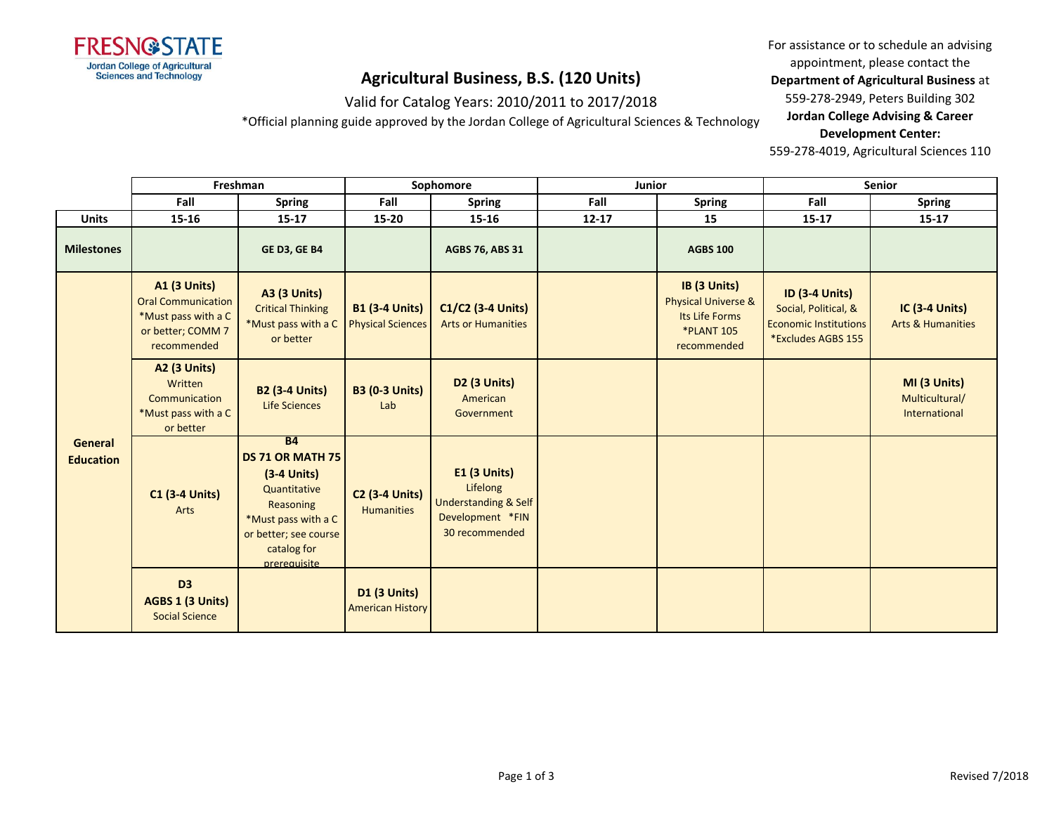# Agricultural Business, B.S. (120 Units)

Valid for Catalog Years: 2010/2011 to 2017/2018

*Official planning guide approved by the Jordan College of Agricultural Sciences & Technology

For assistance or to schedule an advising appointment, please contact the **Department of Agricultural Business** at 559-278-2949, Peters Building 302

**Jordan College Advising & Career Development Center:** 559-278-4019, Agricultural Sciences 110

| | Freshman | | Sophomore | | Junior | | Senior | |
|---|---|---|---|---|---|---|---|---|
| | **Fall** | **Spring** | **Fall** | **Spring** | **Fall** | **Spring** | **Fall** | **Spring** |
| **Units** | **15-16** | **15-17** | **15-20** | **15-16** | **12-17** | **15** | **15-17** | **15-17** |
| **Milestones** | | **GE D3, GE B4** | | **AGBS 76, ABS 31** | | **AGBS 100** | | |
| **General Education** | **A1 (3 Units)** Oral Communication *Must pass with a C or better; COMM 7 recommended | **A3 (3 Units)** Critical Thinking *Must pass with a C or better | **B1 (3-4 Units)** Physical Sciences | **C1/C2 (3-4 Units)** Arts or Humanities | | **IB (3 Units)** Physical Universe & Its Life Forms *PLANT 105 recommended | **ID (3-4 Units)** Social, Political, & Economic Institutions *Excludes AGBS 155 | **IC (3-4 Units)** Arts & Humanities |
| | **A2 (3 Units)** Written Communication *Must pass with a C or better | **B2 (3-4 Units)** Life Sciences | **B3 (0-3 Units)** Lab | **D2 (3 Units)** American Government | | | | **MI (3 Units)** Multicultural/ International |
| | **C1 (3-4 Units)** Arts | **B4 DS 71 OR MATH 75 (3-4 Units)** Quantitative Reasoning *Must pass with a C or better; see course catalog for prerequisite | **C2 (3-4 Units)** Humanities | **E1 (3 Units)** Lifelong Understanding & Self Development *FIN 30 recommended | | | | |
| | **D3 AGBS 1 (3 Units)** Social Science | | **D1 (3 Units)** American History | | | | | |

Revised 7/2018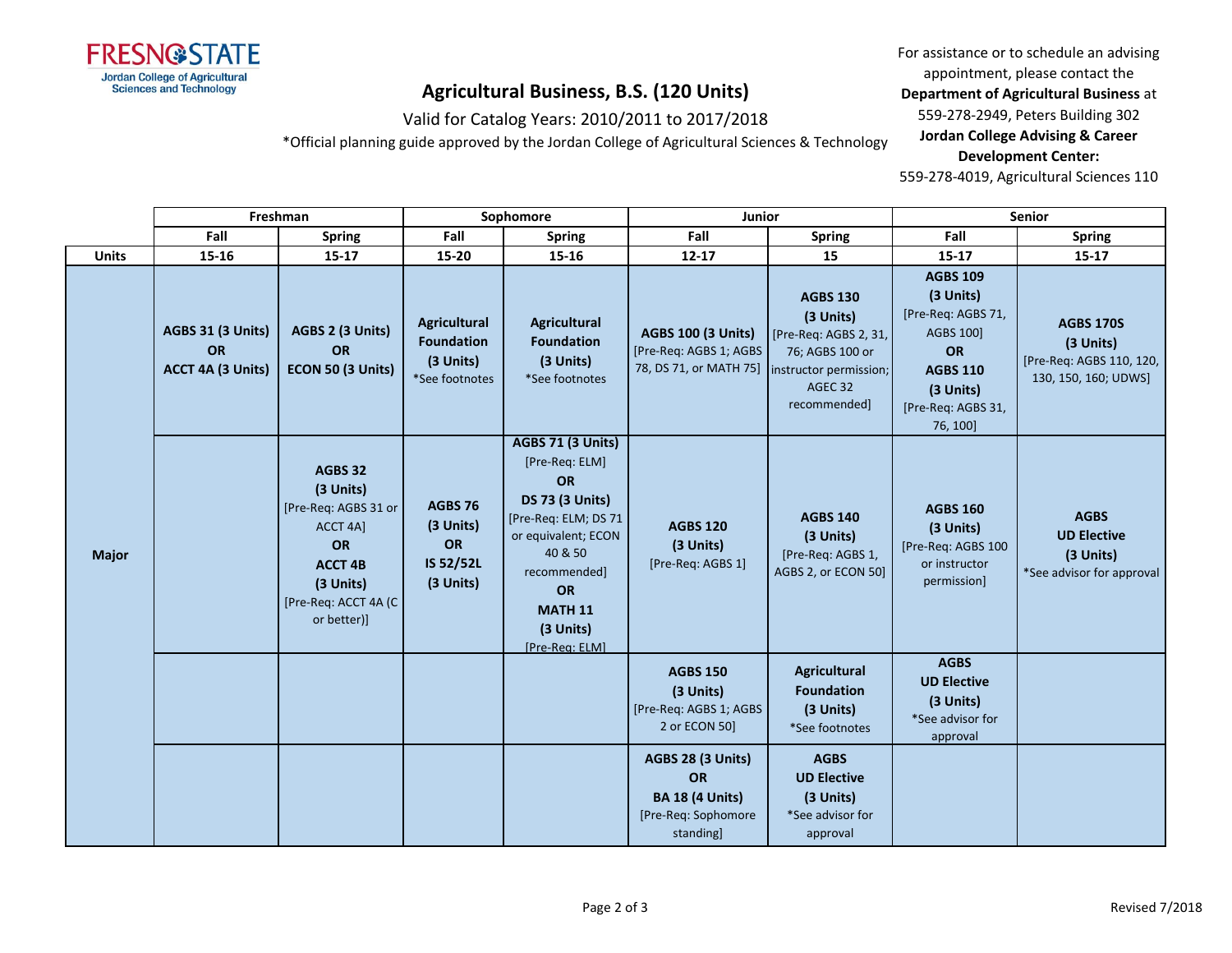# Agricultural Business, B.S. (120 Units)

Valid for Catalog Years: 2010/2011 to 2017/2018

*Official planning guide approved by the Jordan College of Agricultural Sciences & Technology

For assistance or to schedule an advising appointment, please contact the **Department of Agricultural Business** at 559-278-2949, Peters Building 302

**Jordan College Advising & Career Development Center:** 559-278-4019, Agricultural Sciences 110

| | Freshman | | Sophomore | | Junior | | Senior | |
|---|---|---|---|---|---|---|---|---|
| | Fall | Spring | Fall | Spring | Fall | Spring | Fall | Spring |
| **Units** | 15-16 | 15-17 | 15-20 | 15-16 | 12-17 | 15 | 15-17 | 15-17 |
| **Major** | **AGBS 31 (3 Units) OR ACCT 4A (3 Units)** | **AGBS 2 (3 Units) OR ECON 50 (3 Units)** | **Agricultural Foundation (3 Units)** *See footnotes | **Agricultural Foundation (3 Units)** *See footnotes | **AGBS 100 (3 Units)** [Pre-Req: AGBS 1; AGBS 78, DS 71, or MATH 75] | **AGBS 130 (3 Units)** [Pre-Req: AGBS 2, 31, 76; AGBS 100 or instructor permission; AGEC 32 recommended] | **AGBS 109 (3 Units)** [Pre-Req: AGBS 71, AGBS 100] **OR AGBS 110 (3 Units)** [Pre-Req: AGBS 31, 76, 100] | **AGBS 170S (3 Units)** [Pre-Req: AGBS 110, 120, 130, 150, 160; UDWS] |
| | | **AGBS 32 (3 Units)** [Pre-Req: AGBS 31 or ACCT 4A] **OR ACCT 4B (3 Units)** [Pre-Req: ACCT 4A (C or better)] | **AGBS 76 (3 Units) OR IS 52/52L (3 Units)** | **AGBS 71 (3 Units)** [Pre-Req: ELM] **OR DS 73 (3 Units)** [Pre-Req: ELM; DS 71 or equivalent; ECON 40 & 50 recommended] **OR MATH 11 (3 Units)** [Pre-Req: ELM] | **AGBS 120 (3 Units)** [Pre-Req: AGBS 1] | **AGBS 140 (3 Units)** [Pre-Req: AGBS 1, AGBS 2, or ECON 50] | **AGBS 160 (3 Units)** [Pre-Req: AGBS 100 or instructor permission] | **AGBS UD Elective (3 Units)** *See advisor for approval |
| | | | | | **AGBS 150 (3 Units)** [Pre-Req: AGBS 1; AGBS 2 or ECON 50] | **Agricultural Foundation (3 Units)** *See footnotes | **AGBS UD Elective (3 Units)** *See advisor for approval | |
| | | | | | **AGBS 28 (3 Units) OR BA 18 (4 Units)** [Pre-Req: Sophomore standing] | **AGBS UD Elective (3 Units)** *See advisor for approval | | |

Revised 7/2018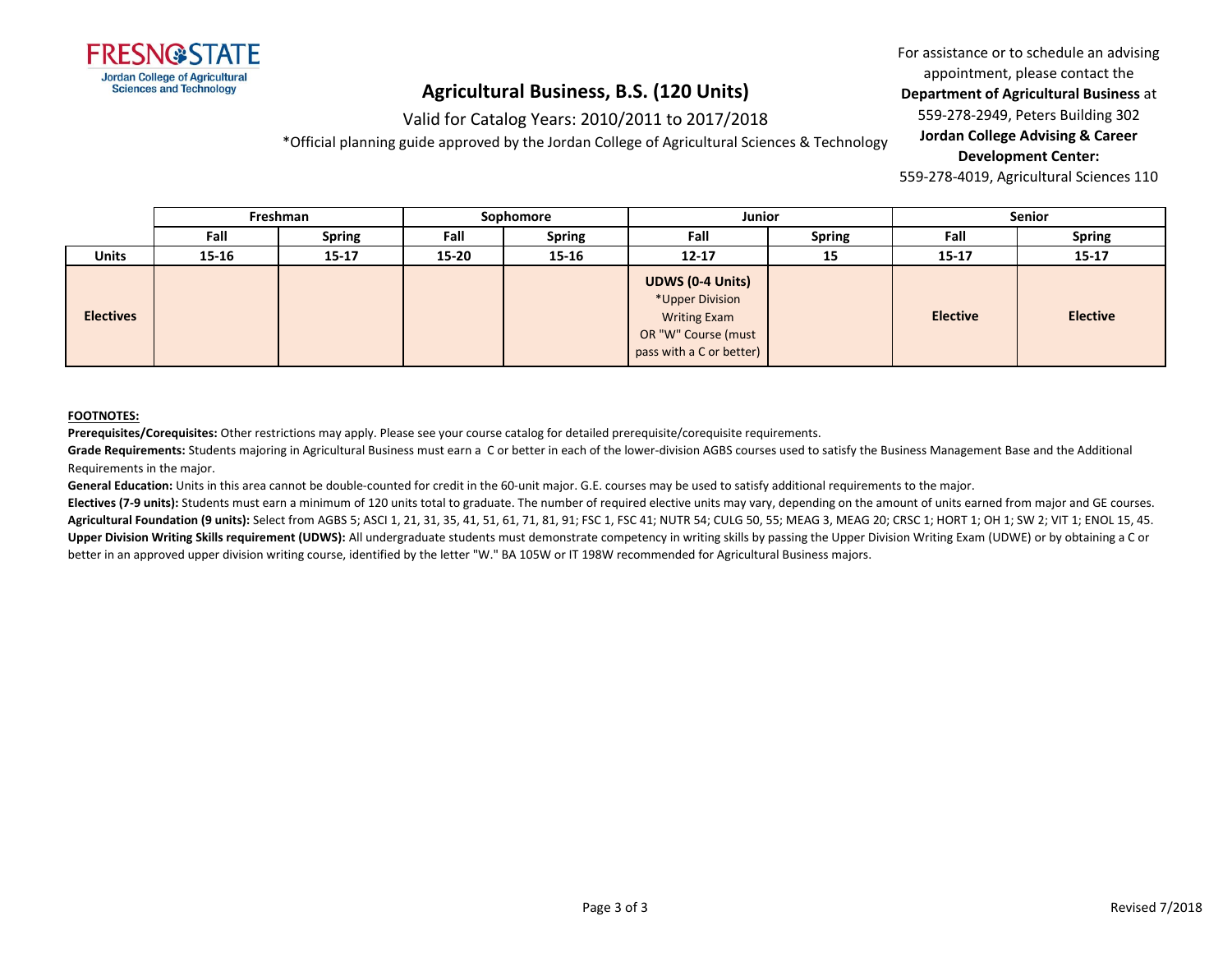# Agricultural Business, B.S. (120 Units)

Valid for Catalog Years: 2010/2011 to 2017/2018

*Official planning guide approved by the Jordan College of Agricultural Sciences & Technology

For assistance or to schedule an advising appointment, please contact the **Department of Agricultural Business** at 559-278-2949, Peters Building 302

**Jordan College Advising & Career Development Center:** 559-278-4019, Agricultural Sciences 110

| | Freshman | | Sophomore | | Junior | | Senior | |
|---|---|---|---|---|---|---|---|---|
| | **Fall** | **Spring** | **Fall** | **Spring** | **Fall** | **Spring** | **Fall** | **Spring** |
| **Units** | **15-16** | **15-17** | **15-20** | **15-16** | **12-17** | **15** | **15-17** | **15-17** |
| **Electives** | | | | | **UDWS (0-4 Units)** *Upper Division Writing Exam OR "W" Course (must pass with a C or better) | | **Elective** | **Elective** |

**FOOTNOTES:**

**Prerequisites/Corequisites:** Other restrictions may apply. Please see your course catalog for detailed prerequisite/corequisite requirements.

**Grade Requirements:** Students majoring in Agricultural Business must earn a C or better in each of the lower-division AGBS courses used to satisfy the Business Management Base and the Additional Requirements in the major.

**General Education:** Units in this area cannot be double-counted for credit in the 60-unit major. G.E. courses may be used to satisfy additional requirements to the major.

**Electives (7-9 units):** Students must earn a minimum of 120 units total to graduate. The number of required elective units may vary, depending on the amount of units earned from major and GE courses.

**Agricultural Foundation (9 units):** Select from AGBS 5; ASCI 1, 21, 31, 35, 41, 51, 61, 71, 81, 91; FSC 1, FSC 41; NUTR 54; CULG 50, 55; MEAG 3, MEAG 20; CRSC 1; HORT 1; OH 1; SW 2; VIT 1; ENOL 15, 45.

**Upper Division Writing Skills requirement (UDWS):** All undergraduate students must demonstrate competency in writing skills by passing the Upper Division Writing Exam (UDWE) or by obtaining a C or better in an approved upper division writing course, identified by the letter "W." BA 105W or IT 198W recommended for Agricultural Business majors.

Revised 7/2018